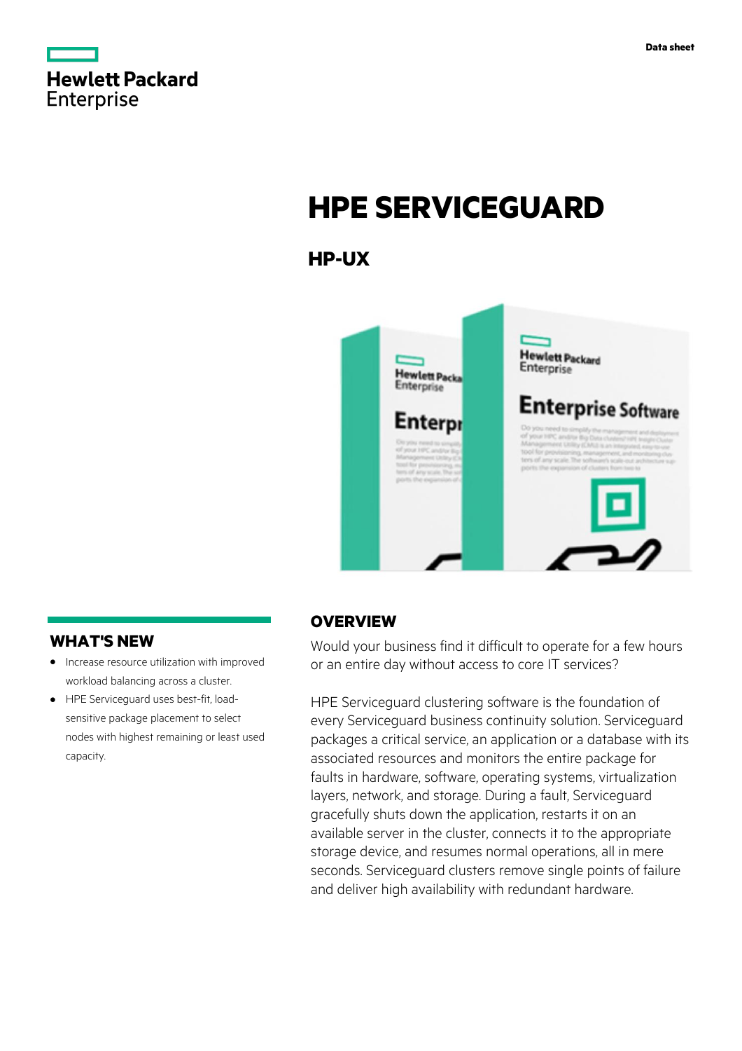Data sheet

# HPE SERVICEGUARD

## HP-UX

## OVERVIEW

Would your business find it difficult to operate for a few hours or an entire day without access to core IT services?

HPE Serviceguard clustering software is the foundation of every Serviceguard business continuity solution. Serviceguard packages a critical service, an application or a database with its associated resources and monitors the entire package for faults in hardware, software, operating systems, virtualization layers, network, and storage. During a fault, Serviceguard gracefully shuts down the application, restarts it on an available server in the cluster, connects it to the appropriate storage device, and resumes normal operations, all in mere seconds. Serviceguard clusters remove single points of failure and deliver high availability with redundant hardware.

## WHAT'S NEW

- Increase resource utilization with improved workload balancing across a cluster.
- HPE Serviceguard uses best-fit, load-sensitive package placement to select nodes with highest remaining or least used capacity.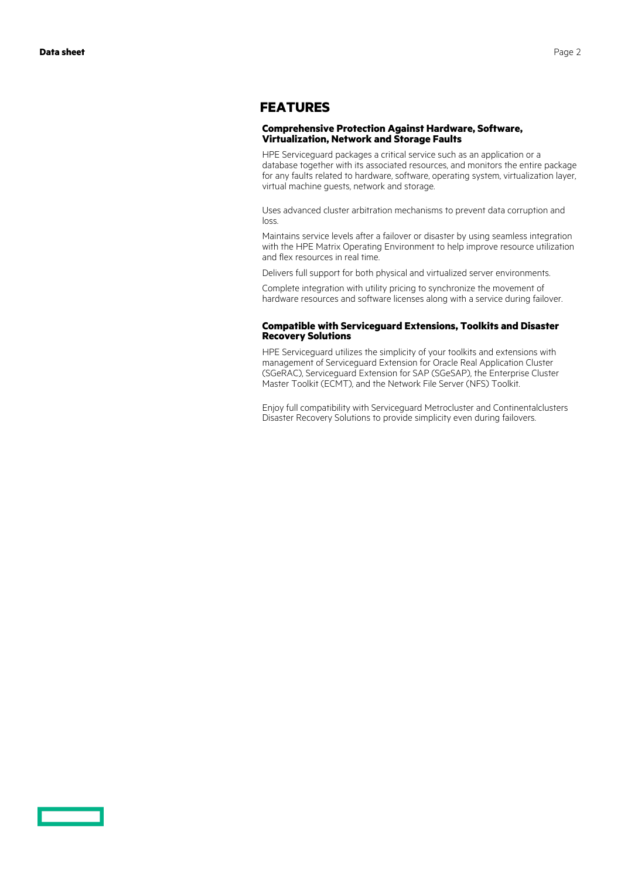## FEATURES

### Comprehensive Protection Against Hardware, Software, Virtualization, Network and Storage Faults

HPE Serviceguard packages a critical service such as an application or a database together with its associated resources, and monitors the entire package for any faults related to hardware, software, operating system, virtualization layer, virtual machine guests, network and storage.

Uses advanced cluster arbitration mechanisms to prevent data corruption and loss.

Maintains service levels after a failover or disaster by using seamless integration with the HPE Matrix Operating Environment to help improve resource utilization and flex resources in real time.

Delivers full support for both physical and virtualized server environments.

Complete integration with utility pricing to synchronize the movement of hardware resources and software licenses along with a service during failover.

### Compatible with Serviceguard Extensions, Toolkits and Disaster Recovery Solutions

HPE Serviceguard utilizes the simplicity of your toolkits and extensions with management of Serviceguard Extension for Oracle Real Application Cluster (SGeRAC), Serviceguard Extension for SAP (SGeSAP), the Enterprise Cluster Master Toolkit (ECMT), and the Network File Server (NFS) Toolkit.

Enjoy full compatibility with Serviceguard Metrocluster and Continentalclusters Disaster Recovery Solutions to provide simplicity even during failovers.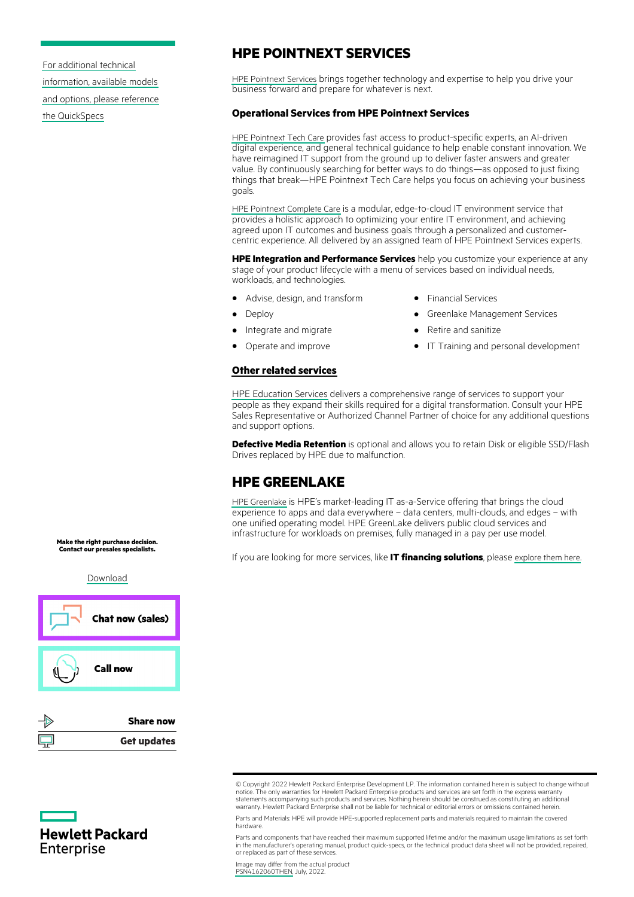For additional technical information, available models and options, please reference the QuickSpecs

# HPE POINTNEXT SERVICES

HPE Pointnext Services brings together technology and expertise to help you drive your business forward and prepare for whatever is next.

### Operational Services from HPE Pointnext Services

HPE Pointnext Tech Care provides fast access to product-specific experts, an AI-driven digital experience, and general technical guidance to help enable constant innovation. We have reimagined IT support from the ground up to deliver faster answers and greater value. By continuously searching for better ways to do things—as opposed to just fixing things that break—HPE Pointnext Tech Care helps you focus on achieving your business goals.

HPE Pointnext Complete Care is a modular, edge-to-cloud IT environment service that provides a holistic approach to optimizing your entire IT environment, and achieving agreed upon IT outcomes and business goals through a personalized and customer-centric experience. All delivered by an assigned team of HPE Pointnext Services experts.

**HPE Integration and Performance Services** help you customize your experience at any stage of your product lifecycle with a menu of services based on individual needs, workloads, and technologies.

- Advise, design, and transform
- Deploy
- Integrate and migrate
- Operate and improve
- Financial Services
- Greenlake Management Services
- Retire and sanitize
- IT Training and personal development

### Other related services

HPE Education Services delivers a comprehensive range of services to support your people as they expand their skills required for a digital transformation. Consult your HPE Sales Representative or Authorized Channel Partner of choice for any additional questions and support options.

**Defective Media Retention** is optional and allows you to retain Disk or eligible SSD/Flash Drives replaced by HPE due to malfunction.

# HPE GREENLAKE

HPE Greenlake is HPE's market-leading IT as-a-Service offering that brings the cloud experience to apps and data everywhere – data centers, multi-clouds, and edges – with one unified operating model. HPE GreenLake delivers public cloud services and infrastructure for workloads on premises, fully managed in a pay per use model.

If you are looking for more services, like **IT financing solutions**, please explore them here.

**Make the right purchase decision. Contact our presales specialists.**

Download

Chat now (sales)

Call now

Share now

Get updates

© Copyright 2022 Hewlett Packard Enterprise Development LP. The information contained herein is subject to change without notice. The only warranties for Hewlett Packard Enterprise products and services are set forth in the express warranty statements accompanying such products and services. Nothing herein should be construed as constituting an additional warranty. Hewlett Packard Enterprise shall not be liable for technical or editorial errors or omissions contained herein.

Parts and Materials: HPE will provide HPE-supported replacement parts and materials required to maintain the covered hardware.

Parts and components that have reached their maximum supported lifetime and/or the maximum usage limitations as set forth in the manufacturer's operating manual, product quick-specs, or the technical product data sheet will not be provided, repaired, or replaced as part of these services.

Image may differ from the actual product
PSN4162060THEN, July, 2022.

Hewlett Packard Enterprise